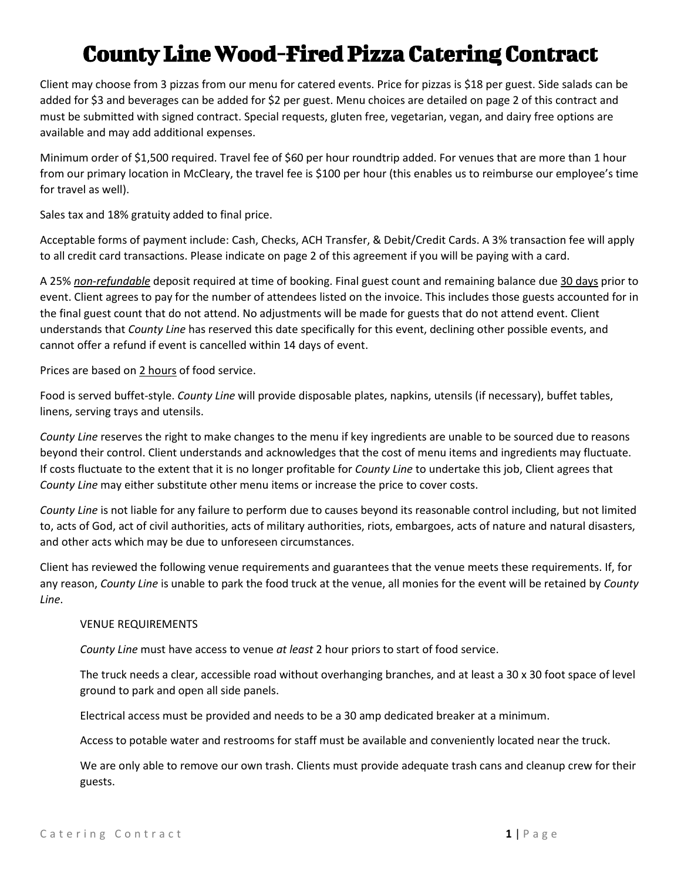# County Line Wood-Fired Pizza Catering Contract

Client may choose from 3 pizzas from our menu for catered events. Price for pizzas is $18 per guest. Side salads can be added for $3 and beverages can be added for $2 per guest. Menu choices are detailed on page 2 of this contract and must be submitted with signed contract. Special requests, gluten free, vegetarian, vegan, and dairy free options are available and may add additional expenses.

Minimum order of $1,500 required. Travel fee of $60 per hour roundtrip added. For venues that are more than 1 hour from our primary location in McCleary, the travel fee is $100 per hour (this enables us to reimburse our employee's time for travel as well).

Sales tax and 18% gratuity added to final price.

Acceptable forms of payment include: Cash, Checks, ACH Transfer, & Debit/Credit Cards. A 3% transaction fee will apply to all credit card transactions. Please indicate on page 2 of this agreement if you will be paying with a card.

A 25% ***non-refundable*** deposit required at time of booking. Final guest count and remaining balance due 30 days prior to event. Client agrees to pay for the number of attendees listed on the invoice. This includes those guests accounted for in the final guest count that do not attend. No adjustments will be made for guests that do not attend event. Client understands that *County Line* has reserved this date specifically for this event, declining other possible events, and cannot offer a refund if event is cancelled within 14 days of event.

Prices are based on 2 hours of food service.

Food is served buffet-style. *County Line* will provide disposable plates, napkins, utensils (if necessary), buffet tables, linens, serving trays and utensils.

*County Line* reserves the right to make changes to the menu if key ingredients are unable to be sourced due to reasons beyond their control. Client understands and acknowledges that the cost of menu items and ingredients may fluctuate. If costs fluctuate to the extent that it is no longer profitable for *County Line* to undertake this job, Client agrees that *County Line* may either substitute other menu items or increase the price to cover costs.

*County Line* is not liable for any failure to perform due to causes beyond its reasonable control including, but not limited to, acts of God, act of civil authorities, acts of military authorities, riots, embargoes, acts of nature and natural disasters, and other acts which may be due to unforeseen circumstances.

Client has reviewed the following venue requirements and guarantees that the venue meets these requirements. If, for any reason, *County Line* is unable to park the food truck at the venue, all monies for the event will be retained by *County Line*.

VENUE REQUIREMENTS

*County Line* must have access to venue *at least* 2 hour priors to start of food service.

The truck needs a clear, accessible road without overhanging branches, and at least a 30 x 30 foot space of level ground to park and open all side panels.

Electrical access must be provided and needs to be a 30 amp dedicated breaker at a minimum.

Access to potable water and restrooms for staff must be available and conveniently located near the truck.

We are only able to remove our own trash. Clients must provide adequate trash cans and cleanup crew for their guests.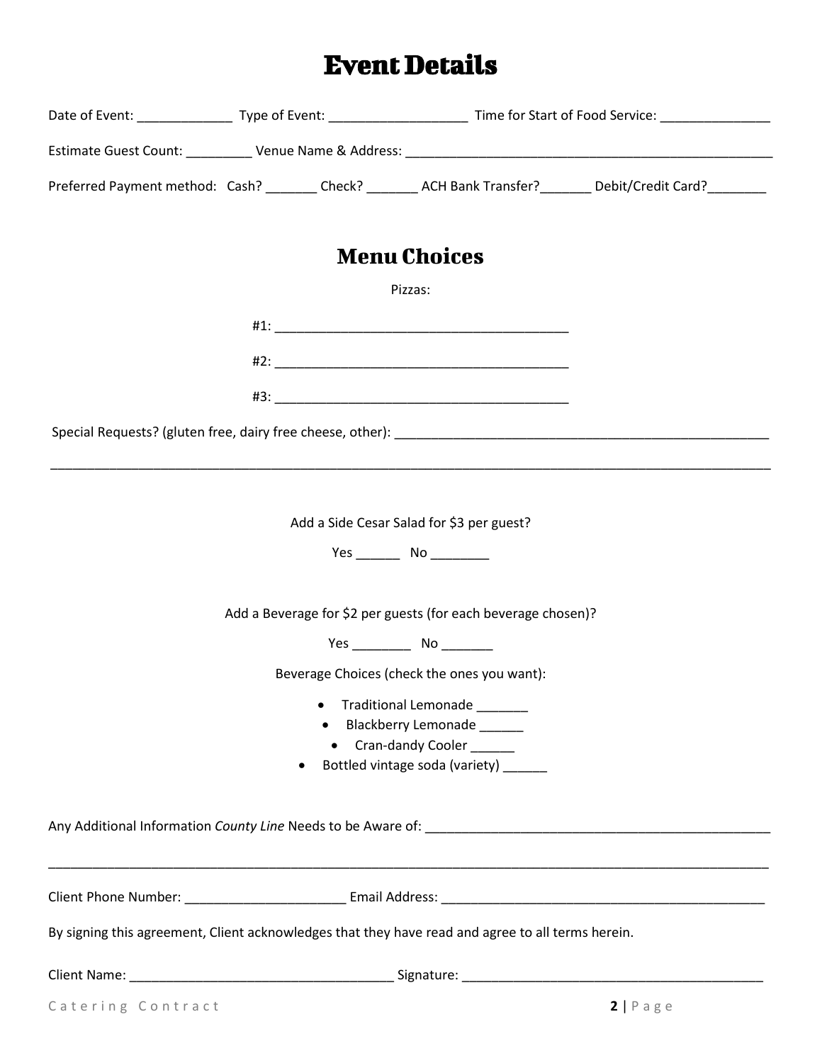# Event Details

Date of Event: _____________ Type of Event: ___________________ Time for Start of Food Service: _______________

Estimate Guest Count: _________ Venue Name & Address: ____________________________________________________

Preferred Payment method: Cash? _______ Check? _______ ACH Bank Transfer?_______ Debit/Credit Card?________

# Menu Choices

Pizzas:

#1: ________________________________________

#2: ________________________________________

#3: ________________________________________

Special Requests? (gluten free, dairy free cheese, other): ____________________________________________________

______________________________________________________________________________________________________

Add a Side Cesar Salad for $3 per guest?

Yes ______ No ________

Add a Beverage for $2 per guests (for each beverage chosen)?

Yes ________ No _______

Beverage Choices (check the ones you want):

- Traditional Lemonade _______
- Blackberry Lemonade ______
- Cran-dandy Cooler ______
- Bottled vintage soda (variety) ______

Any Additional Information *County Line* Needs to be Aware of: _________________________________________________

______________________________________________________________________________________________________

Client Phone Number: ______________________ Email Address: ______________________________________________

By signing this agreement, Client acknowledges that they have read and agree to all terms herein.

Client Name: ___________________________________ Signature: _________________________________________